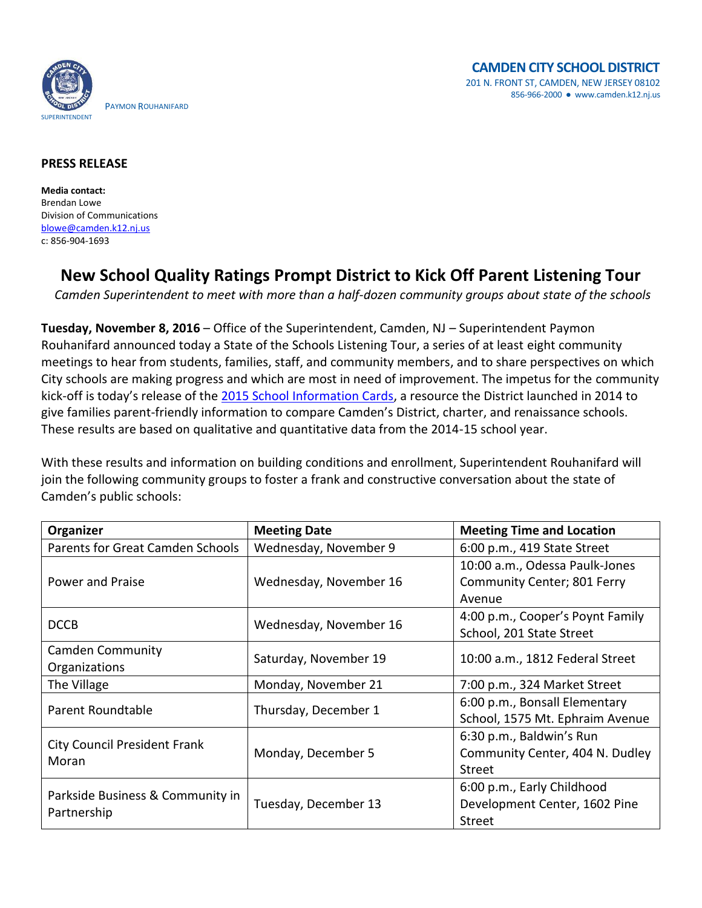PAYMON ROUHANIFARD
SUPERINTENDENT

**CAMDEN CITY SCHOOL DISTRICT**
201 N. FRONT ST, CAMDEN, NEW JERSEY 08102
856-966-2000 ● www.camden.k12.nj.us

**PRESS RELEASE**

**Media contact:**
Brendan Lowe
Division of Communications
blowe@camden.k12.nj.us
c: 856-904-1693

# New School Quality Ratings Prompt District to Kick Off Parent Listening Tour

*Camden Superintendent to meet with more than a half-dozen community groups about state of the schools*

**Tuesday, November 8, 2016** – Office of the Superintendent, Camden, NJ – Superintendent Paymon Rouhanifard announced today a State of the Schools Listening Tour, a series of at least eight community meetings to hear from students, families, staff, and community members, and to share perspectives on which City schools are making progress and which are most in need of improvement. The impetus for the community kick-off is today's release of the 2015 School Information Cards, a resource the District launched in 2014 to give families parent-friendly information to compare Camden's District, charter, and renaissance schools. These results are based on qualitative and quantitative data from the 2014-15 school year.

With these results and information on building conditions and enrollment, Superintendent Rouhanifard will join the following community groups to foster a frank and constructive conversation about the state of Camden's public schools:

| Organizer | Meeting Date | Meeting Time and Location |
|---|---|---|
| Parents for Great Camden Schools | Wednesday, November 9 | 6:00 p.m., 419 State Street |
| Power and Praise | Wednesday, November 16 | 10:00 a.m., Odessa Paulk-Jones Community Center; 801 Ferry Avenue |
| DCCB | Wednesday, November 16 | 4:00 p.m., Cooper's Poynt Family School, 201 State Street |
| Camden Community Organizations | Saturday, November 19 | 10:00 a.m., 1812 Federal Street |
| The Village | Monday, November 21 | 7:00 p.m., 324 Market Street |
| Parent Roundtable | Thursday, December 1 | 6:00 p.m., Bonsall Elementary School, 1575 Mt. Ephraim Avenue |
| City Council President Frank Moran | Monday, December 5 | 6:30 p.m., Baldwin's Run Community Center, 404 N. Dudley Street |
| Parkside Business & Community in Partnership | Tuesday, December 13 | 6:00 p.m., Early Childhood Development Center, 1602 Pine Street |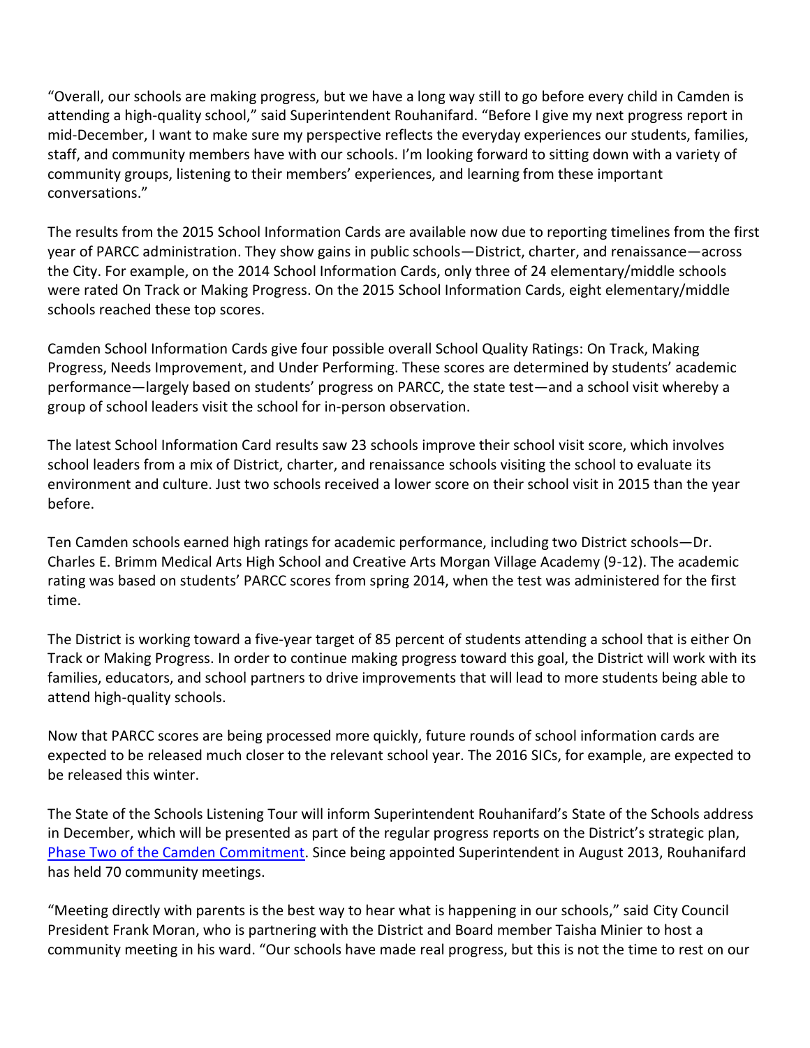"Overall, our schools are making progress, but we have a long way still to go before every child in Camden is attending a high-quality school," said Superintendent Rouhanifard. "Before I give my next progress report in mid-December, I want to make sure my perspective reflects the everyday experiences our students, families, staff, and community members have with our schools. I'm looking forward to sitting down with a variety of community groups, listening to their members' experiences, and learning from these important conversations."

The results from the 2015 School Information Cards are available now due to reporting timelines from the first year of PARCC administration. They show gains in public schools—District, charter, and renaissance—across the City. For example, on the 2014 School Information Cards, only three of 24 elementary/middle schools were rated On Track or Making Progress. On the 2015 School Information Cards, eight elementary/middle schools reached these top scores.

Camden School Information Cards give four possible overall School Quality Ratings: On Track, Making Progress, Needs Improvement, and Under Performing. These scores are determined by students' academic performance—largely based on students' progress on PARCC, the state test—and a school visit whereby a group of school leaders visit the school for in-person observation.

The latest School Information Card results saw 23 schools improve their school visit score, which involves school leaders from a mix of District, charter, and renaissance schools visiting the school to evaluate its environment and culture. Just two schools received a lower score on their school visit in 2015 than the year before.

Ten Camden schools earned high ratings for academic performance, including two District schools—Dr. Charles E. Brimm Medical Arts High School and Creative Arts Morgan Village Academy (9-12). The academic rating was based on students' PARCC scores from spring 2014, when the test was administered for the first time.

The District is working toward a five-year target of 85 percent of students attending a school that is either On Track or Making Progress. In order to continue making progress toward this goal, the District will work with its families, educators, and school partners to drive improvements that will lead to more students being able to attend high-quality schools.

Now that PARCC scores are being processed more quickly, future rounds of school information cards are expected to be released much closer to the relevant school year. The 2016 SICs, for example, are expected to be released this winter.

The State of the Schools Listening Tour will inform Superintendent Rouhanifard's State of the Schools address in December, which will be presented as part of the regular progress reports on the District's strategic plan, Phase Two of the Camden Commitment. Since being appointed Superintendent in August 2013, Rouhanifard has held 70 community meetings.

"Meeting directly with parents is the best way to hear what is happening in our schools," said City Council President Frank Moran, who is partnering with the District and Board member Taisha Minier to host a community meeting in his ward. "Our schools have made real progress, but this is not the time to rest on our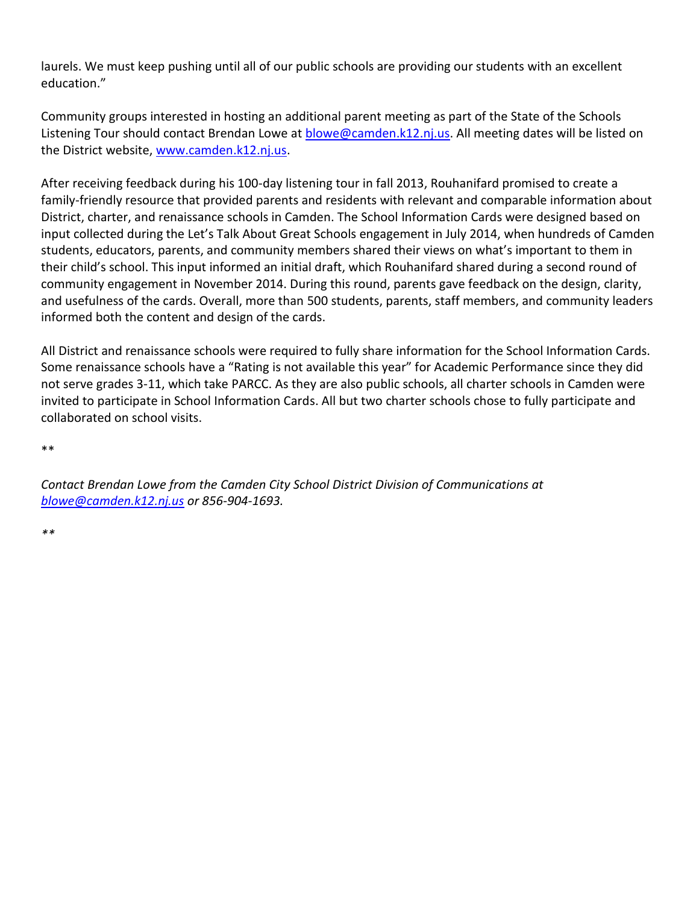laurels. We must keep pushing until all of our public schools are providing our students with an excellent education."

Community groups interested in hosting an additional parent meeting as part of the State of the Schools Listening Tour should contact Brendan Lowe at blowe@camden.k12.nj.us. All meeting dates will be listed on the District website, www.camden.k12.nj.us.

After receiving feedback during his 100-day listening tour in fall 2013, Rouhanifard promised to create a family-friendly resource that provided parents and residents with relevant and comparable information about District, charter, and renaissance schools in Camden. The School Information Cards were designed based on input collected during the Let's Talk About Great Schools engagement in July 2014, when hundreds of Camden students, educators, parents, and community members shared their views on what's important to them in their child's school. This input informed an initial draft, which Rouhanifard shared during a second round of community engagement in November 2014. During this round, parents gave feedback on the design, clarity, and usefulness of the cards. Overall, more than 500 students, parents, staff members, and community leaders informed both the content and design of the cards.

All District and renaissance schools were required to fully share information for the School Information Cards. Some renaissance schools have a "Rating is not available this year" for Academic Performance since they did not serve grades 3-11, which take PARCC. As they are also public schools, all charter schools in Camden were invited to participate in School Information Cards. All but two charter schools chose to fully participate and collaborated on school visits.

**

*Contact Brendan Lowe from the Camden City School District Division of Communications at blowe@camden.k12.nj.us or 856-904-1693.*

**